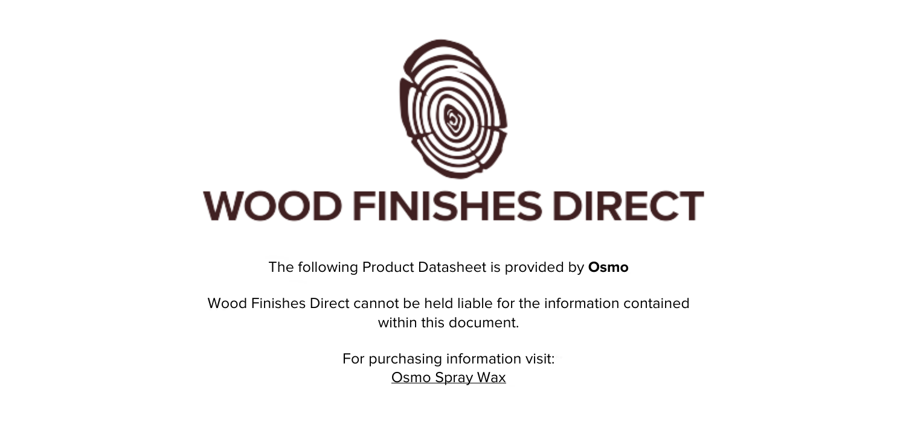# WOOD FINISHES DIRECT

The following Product Datasheet is provided by **Osmo**

Wood Finishes Direct cannot be held liable for the information contained within this document.

For purchasing information visit:
Osmo Spray Wax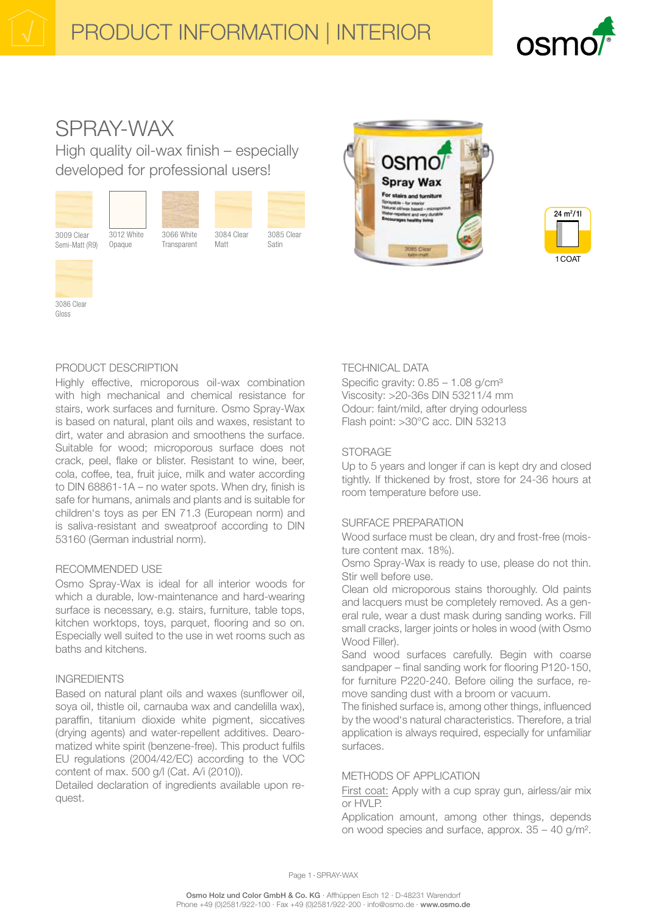# PRODUCT INFORMATION | INTERIOR

# SPRAY-WAX

## High quality oil-wax finish – especially developed for professional users!

3009 Clear Semi-Matt (R9)
3012 White Opaque
3066 White Transparent
3084 Clear Matt
3085 Clear Satin
3086 Clear Gloss

24 m²/1l
1 COAT

### PRODUCT DESCRIPTION

Highly effective, microporous oil-wax combination with high mechanical and chemical resistance for stairs, work surfaces and furniture. Osmo Spray-Wax is based on natural, plant oils and waxes, resistant to dirt, water and abrasion and smoothens the surface. Suitable for wood; microporous surface does not crack, peel, flake or blister. Resistant to wine, beer, cola, coffee, tea, fruit juice, milk and water according to DIN 68861-1A – no water spots. When dry, finish is safe for humans, animals and plants and is suitable for children's toys as per EN 71.3 (European norm) and is saliva-resistant and sweatproof according to DIN 53160 (German industrial norm).

### RECOMMENDED USE

Osmo Spray-Wax is ideal for all interior woods for which a durable, low-maintenance and hard-wearing surface is necessary, e.g. stairs, furniture, table tops, kitchen worktops, toys, parquet, flooring and so on. Especially well suited to the use in wet rooms such as baths and kitchens.

### INGREDIENTS

Based on natural plant oils and waxes (sunflower oil, soya oil, thistle oil, carnauba wax and candelilla wax), paraffin, titanium dioxide white pigment, siccatives (drying agents) and water-repellent additives. Dearomatized white spirit (benzene-free). This product fulfils EU regulations (2004/42/EC) according to the VOC content of max. 500 g/l (Cat. A/i (2010)).
Detailed declaration of ingredients available upon request.

### TECHNICAL DATA

Specific gravity: 0.85 – 1.08 g/cm³
Viscosity: >20-36s DIN 53211/4 mm
Odour: faint/mild, after drying odourless
Flash point: >30°C acc. DIN 53213

### STORAGE

Up to 5 years and longer if can is kept dry and closed tightly. If thickened by frost, store for 24-36 hours at room temperature before use.

### SURFACE PREPARATION

Wood surface must be clean, dry and frost-free (moisture content max. 18%).
Osmo Spray-Wax is ready to use, please do not thin. Stir well before use.
Clean old microporous stains thoroughly. Old paints and lacquers must be completely removed. As a general rule, wear a dust mask during sanding works. Fill small cracks, larger joints or holes in wood (with Osmo Wood Filler).
Sand wood surfaces carefully. Begin with coarse sandpaper – final sanding work for flooring P120-150, for furniture P220-240. Before oiling the surface, remove sanding dust with a broom or vacuum.
The finished surface is, among other things, influenced by the wood's natural characteristics. Therefore, a trial application is always required, especially for unfamiliar surfaces.

### METHODS OF APPLICATION

First coat: Apply with a cup spray gun, airless/air mix or HVLP.
Application amount, among other things, depends on wood species and surface, approx. 35 – 40 g/m².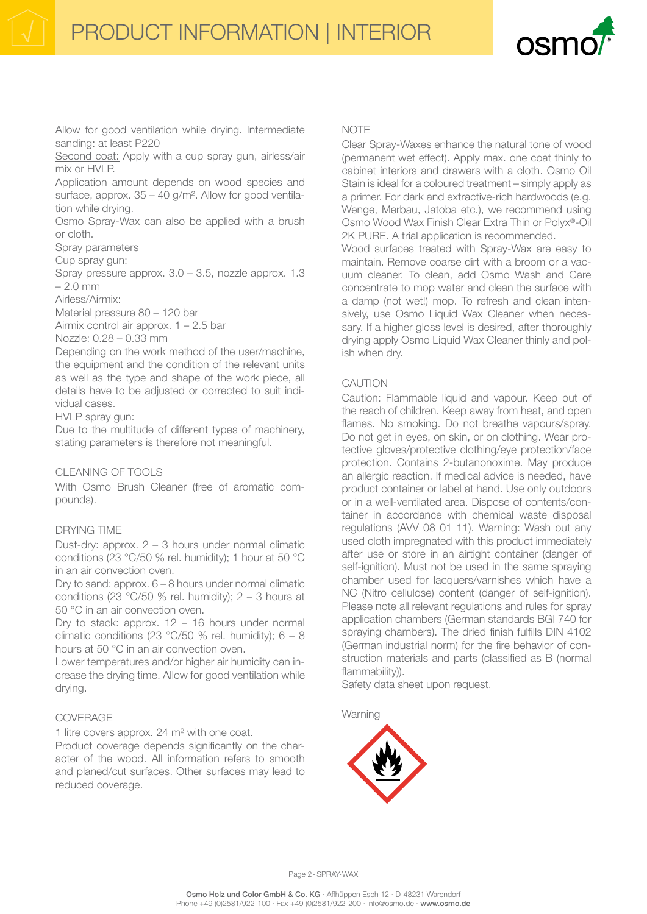Allow for good ventilation while drying. Intermediate sanding: at least P220

Second coat: Apply with a cup spray gun, airless/air mix or HVLP.

Application amount depends on wood species and surface, approx. 35 – 40 g/m². Allow for good ventilation while drying.

Osmo Spray-Wax can also be applied with a brush or cloth.

Spray parameters

Cup spray gun:

Spray pressure approx. 3.0 – 3.5, nozzle approx. 1.3 – 2.0 mm

Airless/Airmix:

Material pressure 80 – 120 bar

Airmix control air approx. 1 – 2.5 bar

Nozzle: 0.28 – 0.33 mm

Depending on the work method of the user/machine, the equipment and the condition of the relevant units as well as the type and shape of the work piece, all details have to be adjusted or corrected to suit individual cases.

HVLP spray gun:

Due to the multitude of different types of machinery, stating parameters is therefore not meaningful.

## CLEANING OF TOOLS

With Osmo Brush Cleaner (free of aromatic compounds).

## DRYING TIME

Dust-dry: approx. 2 – 3 hours under normal climatic conditions (23 °C/50 % rel. humidity); 1 hour at 50 °C in an air convection oven.

Dry to sand: approx. 6 – 8 hours under normal climatic conditions (23 °C/50 % rel. humidity); 2 – 3 hours at 50 °C in an air convection oven.

Dry to stack: approx. 12 – 16 hours under normal climatic conditions (23 °C/50 % rel. humidity); 6 – 8 hours at 50 °C in an air convection oven.

Lower temperatures and/or higher air humidity can increase the drying time. Allow for good ventilation while drying.

## COVERAGE

1 litre covers approx. 24 m² with one coat.

Product coverage depends significantly on the character of the wood. All information refers to smooth and planed/cut surfaces. Other surfaces may lead to reduced coverage.

## NOTE

Clear Spray-Waxes enhance the natural tone of wood (permanent wet effect). Apply max. one coat thinly to cabinet interiors and drawers with a cloth. Osmo Oil Stain is ideal for a coloured treatment – simply apply as a primer. For dark and extractive-rich hardwoods (e.g. Wenge, Merbau, Jatoba etc.), we recommend using Osmo Wood Wax Finish Clear Extra Thin or Polyx®-Oil 2K PURE. A trial application is recommended.

Wood surfaces treated with Spray-Wax are easy to maintain. Remove coarse dirt with a broom or a vacuum cleaner. To clean, add Osmo Wash and Care concentrate to mop water and clean the surface with a damp (not wet!) mop. To refresh and clean intensively, use Osmo Liquid Wax Cleaner when necessary. If a higher gloss level is desired, after thoroughly drying apply Osmo Liquid Wax Cleaner thinly and polish when dry.

## CAUTION

Caution: Flammable liquid and vapour. Keep out of the reach of children. Keep away from heat, and open flames. No smoking. Do not breathe vapours/spray. Do not get in eyes, on skin, or on clothing. Wear protective gloves/protective clothing/eye protection/face protection. Contains 2-butanonoxime. May produce an allergic reaction. If medical advice is needed, have product container or label at hand. Use only outdoors or in a well-ventilated area. Dispose of contents/container in accordance with chemical waste disposal regulations (AVV 08 01 11). Warning: Wash out any used cloth impregnated with this product immediately after use or store in an airtight container (danger of self-ignition). Must not be used in the same spraying chamber used for lacquers/varnishes which have a NC (Nitro cellulose) content (danger of self-ignition). Please note all relevant regulations and rules for spray application chambers (German standards BGI 740 for spraying chambers). The dried finish fulfills DIN 4102 (German industrial norm) for the fire behavior of construction materials and parts (classified as B (normal flammability)).

Safety data sheet upon request.

Warning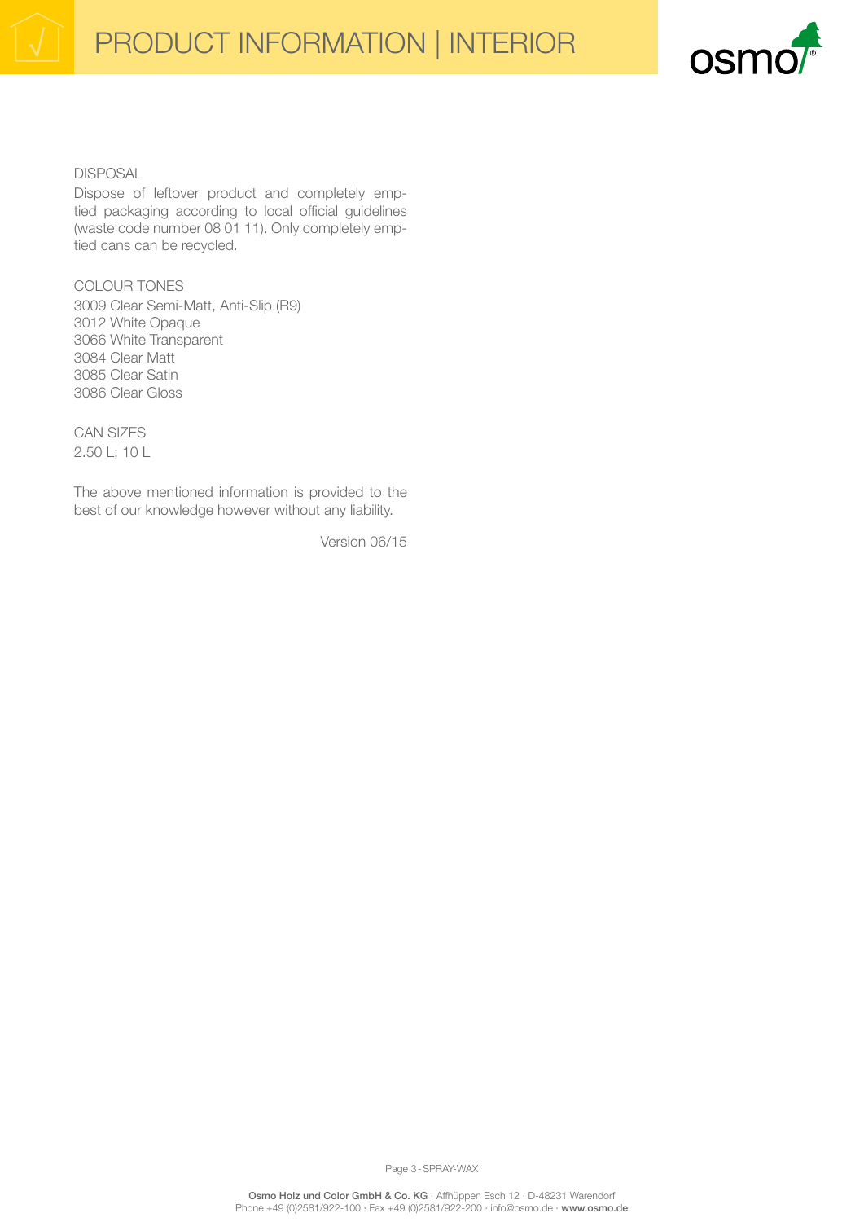## DISPOSAL

Dispose of leftover product and completely emptied packaging according to local official guidelines (waste code number 08 01 11). Only completely emptied cans can be recycled.

## COLOUR TONES

3009 Clear Semi-Matt, Anti-Slip (R9)
3012 White Opaque
3066 White Transparent
3084 Clear Matt
3085 Clear Satin
3086 Clear Gloss

## CAN SIZES

2.50 L; 10 L

The above mentioned information is provided to the best of our knowledge however without any liability.

Version 06/15